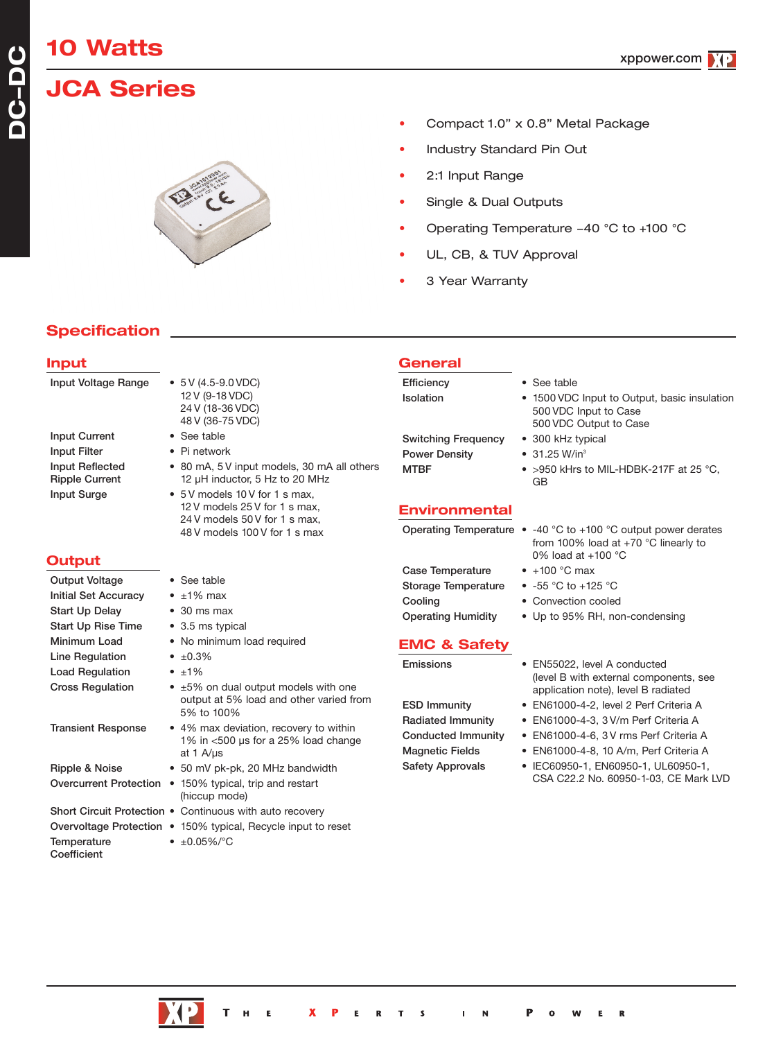# 10 Watts

# JCA Series

- Compact 1.0” x 0.8” Metal Package
- Industry Standard Pin Out
- 2:1 Input Range
- Single & Dual Outputs
- Operating Temperature –40 °C to +100 °C
- UL, CB, & TUV Approval
- 3 Year Warranty

## Specification

### Input

| | |
|---|---|
| Input Voltage Range | • 5 V (4.5-9.0 VDC)<br>12 V (9-18 VDC)<br>24 V (18-36 VDC)<br>48 V (36-75 VDC) |
| Input Current | • See table |
| Input Filter | • Pi network |
| Input Reflected Ripple Current | • 80 mA, 5 V input models, 30 mA all others 12 µH inductor, 5 Hz to 20 MHz |
| Input Surge | • 5 V models 10 V for 1 s max,<br>12 V models 25 V for 1 s max,<br>24 V models 50 V for 1 s max,<br>48 V models 100 V for 1 s max |

### Output

| | |
|---|---|
| Output Voltage | • See table |
| Initial Set Accuracy | • ±1% max |
| Start Up Delay | • 30 ms max |
| Start Up Rise Time | • 3.5 ms typical |
| Minimum Load | • No minimum load required |
| Line Regulation | • ±0.3% |
| Load Regulation | • ±1% |
| Cross Regulation | • ±5% on dual output models with one output at 5% load and other varied from 5% to 100% |
| Transient Response | • 4% max deviation, recovery to within 1% in <500 µs for a 25% load change at 1 A/µs |
| Ripple & Noise | • 50 mV pk-pk, 20 MHz bandwidth |
| Overcurrent Protection | • 150% typical, trip and restart (hiccup mode) |
| Short Circuit Protection | • Continuous with auto recovery |
| Overvoltage Protection | • 150% typical, Recycle input to reset |
| Temperature Coefficient | • ±0.05%/°C |

### General

| | |
|---|---|
| Efficiency | • See table |
| Isolation | • 1500 VDC Input to Output, basic insulation<br>500 VDC Input to Case<br>500 VDC Output to Case |
| Switching Frequency | • 300 kHz typical |
| Power Density | • 31.25 W/in³ |
| MTBF | • >950 kHrs to MIL-HDBK-217F at 25 °C, GB |

### Environmental

| | |
|---|---|
| Operating Temperature | • -40 °C to +100 °C output power derates from 100% load at +70 °C linearly to 0% load at +100 °C |
| Case Temperature | • +100 °C max |
| Storage Temperature | • -55 °C to +125 °C |
| Cooling | • Convection cooled |
| Operating Humidity | • Up to 95% RH, non-condensing |

### EMC & Safety

| | |
|---|---|
| Emissions | • EN55022, level A conducted (level B with external components, see application note), level B radiated |
| ESD Immunity | • EN61000-4-2, level 2 Perf Criteria A |
| Radiated Immunity | • EN61000-4-3, 3 V/m Perf Criteria A |
| Conducted Immunity | • EN61000-4-6, 3 V rms Perf Criteria A |
| Magnetic Fields | • EN61000-4-8, 10 A/m, Perf Criteria A |
| Safety Approvals | • IEC60950-1, EN60950-1, UL60950-1, CSA C22.2 No. 60950-1-03, CE Mark LVD |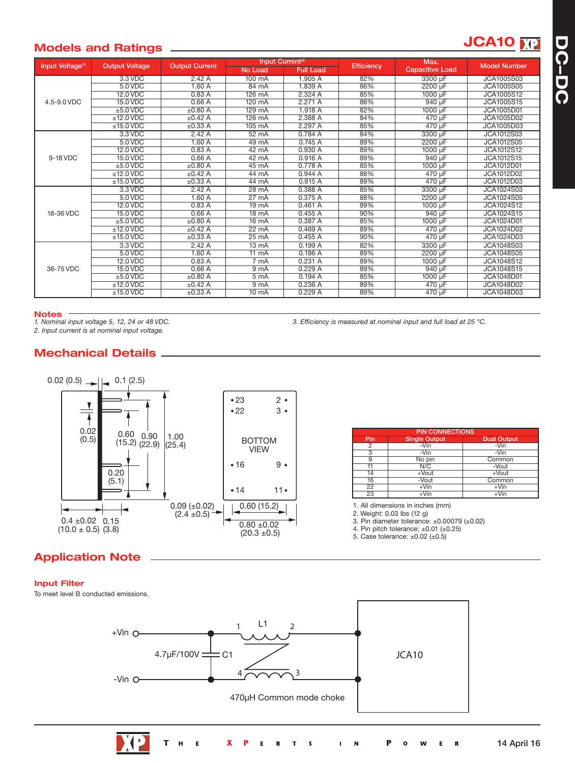## Models and Ratings

**JCA10**

| Input Voltage[1] | Output Voltage | Output Current | Input Current[2] | | Efficiency | Max. Capacitive Load | Model Number |
|---|---|---|---|---|---|---|---|
| | | | No Load | Full Load | | | |
| 4.5-9.0 VDC | 3.3 VDC | 2.42 A | 100 mA | 1.905 A | 82% | 3300 µF | JCA1005S03 |
| | 5.0 VDC | 1.60 A | 84 mA | 1.839 A | 86% | 2200 µF | JCA1005S05 |
| | 12.0 VDC | 0.83 A | 126 mA | 2.324 A | 85% | 1000 µF | JCA1005S12 |
| | 15.0 VDC | 0.66 A | 120 mA | 2.271 A | 86% | 940 µF | JCA1005S15 |
| | ±5.0 VDC | ±0.80 A | 129 mA | 1.918 A | 82% | 1000 µF | JCA1005D01 |
| | ±12.0 VDC | ±0.42 A | 126 mA | 2.388 A | 84% | 470 µF | JCA1005D02 |
| | ±15.0 VDC | ±0.33 A | 105 mA | 2.297 A | 85% | 470 µF | JCA1005D03 |
| 9-18 VDC | 3.3 VDC | 2.42 A | 52 mA | 0.784 A | 84% | 3300 µF | JCA1012S03 |
| | 5.0 VDC | 1.60 A | 49 mA | 0.745 A | 89% | 2200 µF | JCA1012S05 |
| | 12.0 VDC | 0.83 A | 42 mA | 0.930 A | 89% | 1000 µF | JCA1012S12 |
| | 15.0 VDC | 0.66 A | 42 mA | 0.916 A | 89% | 940 µF | JCA1012S15 |
| | ±5.0 VDC | ±0.80 A | 45 mA | 0.778 A | 85% | 1000 µF | JCA1012D01 |
| | ±12.0 VDC | ±0.42 A | 44 mA | 0.944 A | 88% | 470 µF | JCA1012D02 |
| | ±15.0 VDC | ±0.33 A | 44 mA | 0.915 A | 89% | 470 µF | JCA1012D03 |
| 18-36 VDC | 3.3 VDC | 2.42 A | 28 mA | 0.388 A | 85% | 3300 µF | JCA1024S03 |
| | 5.0 VDC | 1.60 A | 27 mA | 0.375 A | 88% | 2200 µF | JCA1024S05 |
| | 12.0 VDC | 0.83 A | 19 mA | 0.461 A | 89% | 1000 µF | JCA1024S12 |
| | 15.0 VDC | 0.66 A | 18 mA | 0.455 A | 90% | 940 µF | JCA1024S15 |
| | ±5.0 VDC | ±0.80 A | 16 mA | 0.387 A | 85% | 1000 µF | JCA1024D01 |
| | ±12.0 VDC | ±0.42 A | 22 mA | 0.469 A | 89% | 470 µF | JCA1024D02 |
| | ±15.0 VDC | ±0.33 A | 25 mA | 0.455 A | 90% | 470 µF | JCA1024D03 |
| 36-75 VDC | 3.3 VDC | 2.42 A | 13 mA | 0.199 A | 82% | 3300 µF | JCA1048S03 |
| | 5.0 VDC | 1.60 A | 11 mA | 0.186 A | 89% | 2200 µF | JCA1048S05 |
| | 12.0 VDC | 0.83 A | 7 mA | 0.231 A | 89% | 1000 µF | JCA1048S12 |
| | 15.0 VDC | 0.66 A | 9 mA | 0.229 A | 89% | 940 µF | JCA1048S15 |
| | ±5.0 VDC | ±0.80 A | 5 mA | 0.194 A | 85% | 1000 µF | JCA1048D01 |
| | ±12.0 VDC | ±0.42 A | 9 mA | 0.236 A | 89% | 470 µF | JCA1048D02 |
| | ±15.0 VDC | ±0.33 A | 10 mA | 0.229 A | 89% | 470 µF | JCA1048D03 |

### Notes

*1. Nominal input voltage 5, 12, 24 or 48 VDC.*
*2. Input current is at nominal input voltage.*
*3. Efficiency is measured at nominal input and full load at 25 °C.*

## Mechanical Details

0.02 (0.5)
0.1 (2.5)
0.02 (0.5)
0.60 (15.2)
0.90 (22.9)
1.00 (25.4)
0.20 (5.1)
0.4 ±0.02 (10.0 ± 0.5)
0.15 (3.8)
0.09 (±0.02) (2.4 ±0.5)
0.60 (15.2)
0.80 ±0.02 (20.3 ±0.5)

BOTTOM VIEW
23, 22, 16, 14, 2, 3, 9, 11

| PIN CONNECTIONS | | |
|---|---|---|
| Pin | Single Output | Dual Output |
| 2 | -Vin | -Vin |
| 3 | -Vin | -Vin |
| 9 | No pin | Common |
| 11 | N/C | -Vout |
| 14 | +Vout | +Vout |
| 16 | -Vout | Common |
| 22 | +Vin | +Vin |
| 23 | +Vin | +Vin |

1. All dimensions in inches (mm)
2. Weight: 0.03 lbs (12 g)
3. Pin diameter tolerance: ±0.00079 (±0.02)
4. Pin pitch tolerance: ±0.01 (±0.25)
5. Case tolerance: ±0.02 (±0.5)

## Application Note

### Input Filter

To meet level B conducted emissions.

+Vin
-Vin
4.7µF/100V C1
L1
1 2 4 3
470µH Common mode choke
JCA10